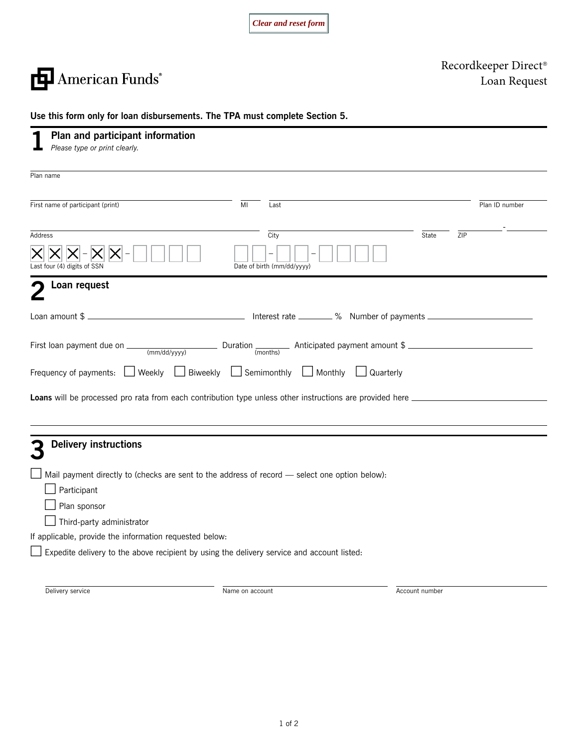Clear and reset form

American Funds®

Recordkeeper Direct®
Loan Request

**Use this form only for loan disbursements. The TPA must complete Section 5.**

## 1 Plan and participant information

*Please type or print clearly.*

Plan name ______________________________

First name of participant (print) ______________ MI ____ Last ______________ Plan ID number ______________

Address ______________ City ______________ State ______ ZIP ______ - ______

Last four (4) digits of SSN: X X X - X X - ☐ ☐ ☐ ☐

Date of birth (mm/dd/yyyy): ☐ ☐ - ☐ ☐ - ☐ ☐ ☐ ☐

## 2 Loan request

Loan amount $ ______________ Interest rate ______ % Number of payments ______________

First loan payment due on ______________ (mm/dd/yyyy) Duration ______ (months) Anticipated payment amount $ ______________

Frequency of payments: ☐ Weekly ☐ Biweekly ☐ Semimonthly ☐ Monthly ☐ Quarterly

**Loans** will be processed pro rata from each contribution type unless other instructions are provided here ______________

______________________________

## 3 Delivery instructions

☐ Mail payment directly to (checks are sent to the address of record — select one option below):

- ☐ Participant
- ☐ Plan sponsor
- ☐ Third-party administrator

If applicable, provide the information requested below:

☐ Expedite delivery to the above recipient by using the delivery service and account listed:

Delivery service ______________ Name on account ______________ Account number ______________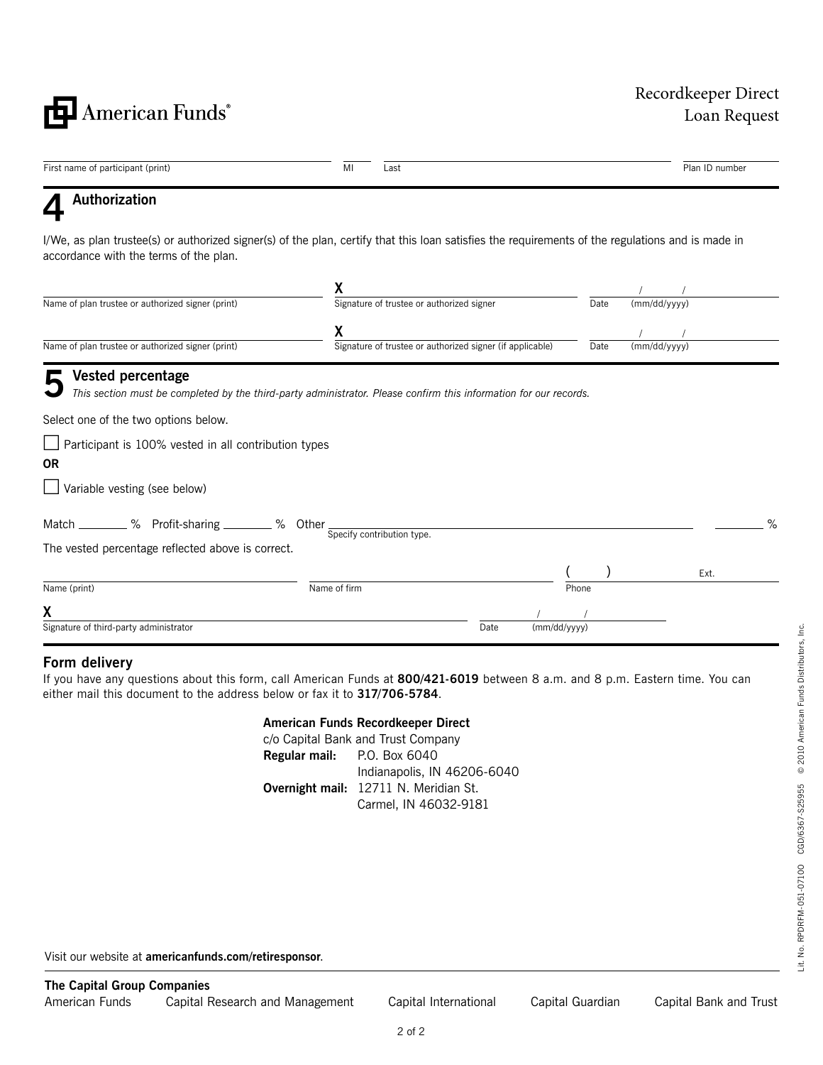American Funds®

# Recordkeeper Direct Loan Request

First name of participant (print) ______ MI ______ Last ______ Plan ID number ______

## 4 Authorization

I/We, as plan trustee(s) or authorized signer(s) of the plan, certify that this loan satisfies the requirements of the regulations and is made in accordance with the terms of the plan.

Name of plan trustee or authorized signer (print) ______ X Signature of trustee or authorized signer ______ Date (mm/dd/yyyy) ___/___/______

Name of plan trustee or authorized signer (print) ______ X Signature of trustee or authorized signer (if applicable) ______ Date (mm/dd/yyyy) ___/___/______

## 5 Vested percentage

*This section must be completed by the third-party administrator. Please confirm this information for our records.*

Select one of the two options below.

☐ Participant is 100% vested in all contribution types

**OR**

☐ Variable vesting (see below)

Match ______ % Profit-sharing ______ % Other ______ (Specify contribution type.) ______ %

The vested percentage reflected above is correct.

Name (print) ______ Name of firm ______ Phone ( ) ______ Ext. ______

X Signature of third-party administrator ______ Date (mm/dd/yyyy) ___/___/______

## Form delivery

If you have any questions about this form, call American Funds at **800/421-6019** between 8 a.m. and 8 p.m. Eastern time. You can either mail this document to the address below or fax it to **317/706-5784**.

**American Funds Recordkeeper Direct**
c/o Capital Bank and Trust Company
**Regular mail:** P.O. Box 6040
Indianapolis, IN 46206-6040
**Overnight mail:** 12711 N. Meridian St.
Carmel, IN 46032-9181

Visit our website at **americanfunds.com/retiresponsor**.

**The Capital Group Companies**
American Funds Capital Research and Management Capital International Capital Guardian Capital Bank and Trust

Lit. No. RPDRFM-051-07100 CGD/6367-S25955 © 2010 American Funds Distributors, Inc.